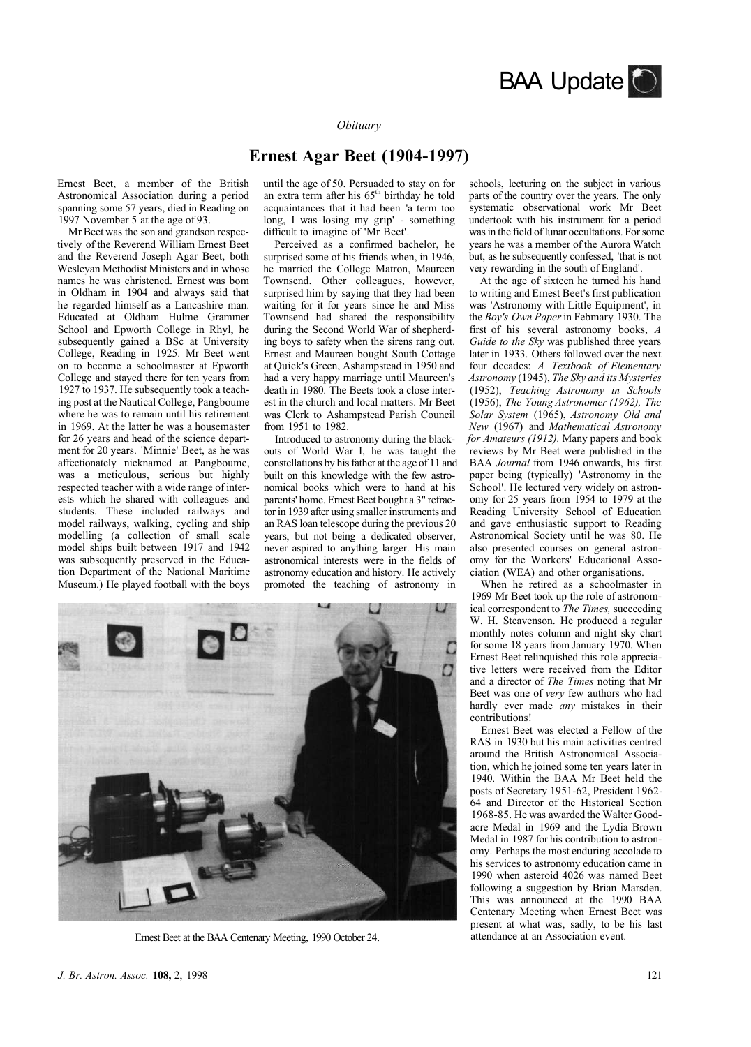BAA Update

*Obituary*

# Ernest Agar Beet (1904-1997)

Ernest Beet, a member of the British Astronomical Association during a period spanning some 57 years, died in Reading on 1997 November 5 at the age of 93.

Mr Beet was the son and grandson respectively of the Reverend William Ernest Beet and the Reverend Joseph Agar Beet, both Wesleyan Methodist Ministers and in whose names he was christened. Ernest was bom in Oldham in 1904 and always said that he regarded himself as a Lancashire man. Educated at Oldham Hulme Grammer School and Epworth College in Rhyl, he subsequently gained a BSc at University College, Reading in 1925. Mr Beet went on to become a schoolmaster at Epworth College and stayed there for ten years from 1927 to 1937. He subsequently took a teaching post at the Nautical College, Pangboume where he was to remain until his retirement in 1969. At the latter he was a housemaster for 26 years and head of the science department for 20 years. 'Minnie' Beet, as he was affectionately nicknamed at Pangboume, was a meticulous, serious but highly respected teacher with a wide range of interests which he shared with colleagues and students. These included railways and model railways, walking, cycling and ship modelling (a collection of small scale model ships built between 1917 and 1942 was subsequently preserved in the Education Department of the National Maritime Museum.) He played football with the boys until the age of 50. Persuaded to stay on for an extra term after his 65[th] birthday he told acquaintances that it had been 'a term too long, I was losing my grip' - something difficult to imagine of 'Mr Beet'.

Perceived as a confirmed bachelor, he surprised some of his friends when, in 1946, he married the College Matron, Maureen Townsend. Other colleagues, however, surprised him by saying that they had been waiting for it for years since he and Miss Townsend had shared the responsibility during the Second World War of shepherding boys to safety when the sirens rang out. Ernest and Maureen bought South Cottage at Quick's Green, Ashampstead in 1950 and had a very happy marriage until Maureen's death in 1980. The Beets took a close interest in the church and local matters. Mr Beet was Clerk to Ashampstead Parish Council from 1951 to 1982.

Introduced to astronomy during the blackouts of World War I, he was taught the constellations by his father at the age of 11 and built on this knowledge with the few astronomical books which were to hand at his parents' home. Ernest Beet bought a 3" refractor in 1939 after using smaller instruments and an RAS loan telescope during the previous 20 years, but not being a dedicated observer, never aspired to anything larger. His main astronomical interests were in the fields of astronomy education and history. He actively promoted the teaching of astronomy in schools, lecturing on the subject in various parts of the country over the years. The only systematic observational work Mr Beet undertook with his instrument for a period was in the field of lunar occultations. For some years he was a member of the Aurora Watch but, as he subsequently confessed, 'that is not very rewarding in the south of England'.

At the age of sixteen he turned his hand to writing and Ernest Beet's first publication was 'Astronomy with Little Equipment', in the *Boy's Own Paper* in Febmary 1930. The first of his several astronomy books, *A Guide to the Sky* was published three years later in 1933. Others followed over the next four decades: *A Textbook of Elementary Astronomy* (1945), *The Sky and its Mysteries* (1952), *Teaching Astronomy in Schools* (1956), *The Young Astronomer (1962), The Solar System* (1965), *Astronomy Old and New* (1967) and *Mathematical Astronomy for Amateurs (1912).* Many papers and book reviews by Mr Beet were published in the BAA *Journal* from 1946 onwards, his first paper being (typically) 'Astronomy in the School'. He lectured very widely on astronomy for 25 years from 1954 to 1979 at the Reading University School of Education and gave enthusiastic support to Reading Astronomical Society until he was 80. He also presented courses on general astronomy for the Workers' Educational Association (WEA) and other organisations.

When he retired as a schoolmaster in 1969 Mr Beet took up the role of astronomical correspondent to *The Times,* succeeding W. H. Steavenson. He produced a regular monthly notes column and night sky chart for some 18 years from January 1970. When Ernest Beet relinquished this role appreciative letters were received from the Editor and a director of *The Times* noting that Mr Beet was one of *very* few authors who had hardly ever made *any* mistakes in their contributions!

Ernest Beet was elected a Fellow of the RAS in 1930 but his main activities centred around the British Astronomical Association, which he joined some ten years later in 1940. Within the BAA Mr Beet held the posts of Secretary 1951-62, President 1962-64 and Director of the Historical Section 1968-85. He was awarded the Walter Goodacre Medal in 1969 and the Lydia Brown Medal in 1987 for his contribution to astronomy. Perhaps the most enduring accolade to his services to astronomy education came in 1990 when asteroid 4026 was named Beet following a suggestion by Brian Marsden. This was announced at the 1990 BAA Centenary Meeting when Ernest Beet was present at what was, sadly, to be his last attendance at an Association event.

Ernest Beet at the BAA Centenary Meeting, 1990 October 24.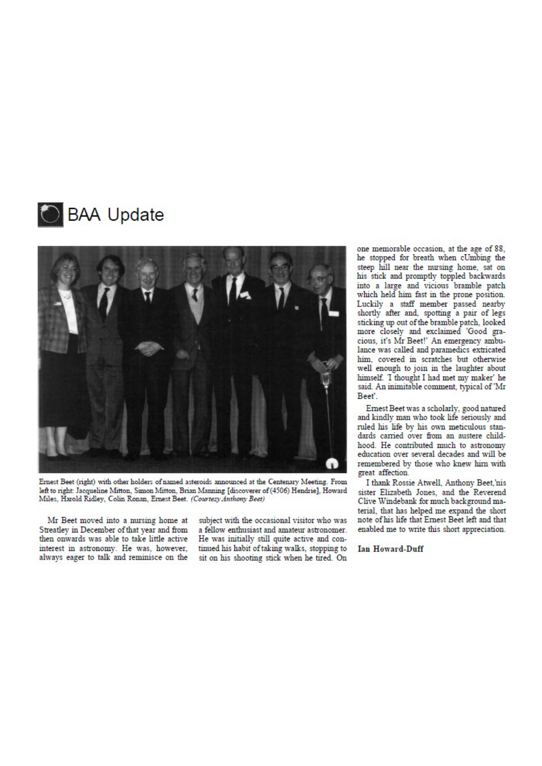# BAA Update

Ernest Beet (right) with other holders of named asteroids announced at the Centenary Meeting. From left to right: Jacqueline Mitton, Simon Mitton, Brian Manning [discoverer of (4506) Hendrie], Howard Miles, Harold Ridley, Colin Ronan, Ernest Beet. *(Courtesy Anthony Beet)*

Mr Beet moved into a nursing home at Streatley in December of that year and from then onwards was able to take little active interest in astronomy. He was, however, always eager to talk and reminisce on the subject with the occasional visitor who was a fellow enthusiast and amateur astronomer. He was initially still quite active and continued his habit of taking walks, stopping to sit on his shooting stick when he tired. On one memorable occasion, at the age of 88, he stopped for breath when cUmbing the steep hill near the nursing home, sat on his stick and promptly toppled backwards into a large and vicious bramble patch which held him fast in the prone position. Luckily a staff member passed nearby shortly after and, spotting a pair of legs sticking up out of the bramble patch, looked more closely and exclaimed 'Good gracious, it's Mr Beet!' An emergency ambulance was called and paramedics extricated him, covered in scratches but otherwise well enough to join in the laughter about himself. 'I thought I had met my maker' he said. An inimitable comment, typical of 'Mr Beet'.

Ernest Beet was a scholarly, good natured and kindly man who took life seriously and ruled his life by his own meticulous standards carried over from an austere childhood. He contributed much to astronomy education over several decades and will be remembered by those who knew him with great affection.

I thank Rossie Atwell, Anthony Beet,'nis sister Elizabeth Jones, and the Reverend Clive Windebank for much background material, that has helped me expand the short note of his life that Ernest Beet left and that enabled me to write this short appreciation.

**Ian Howard-Duff**